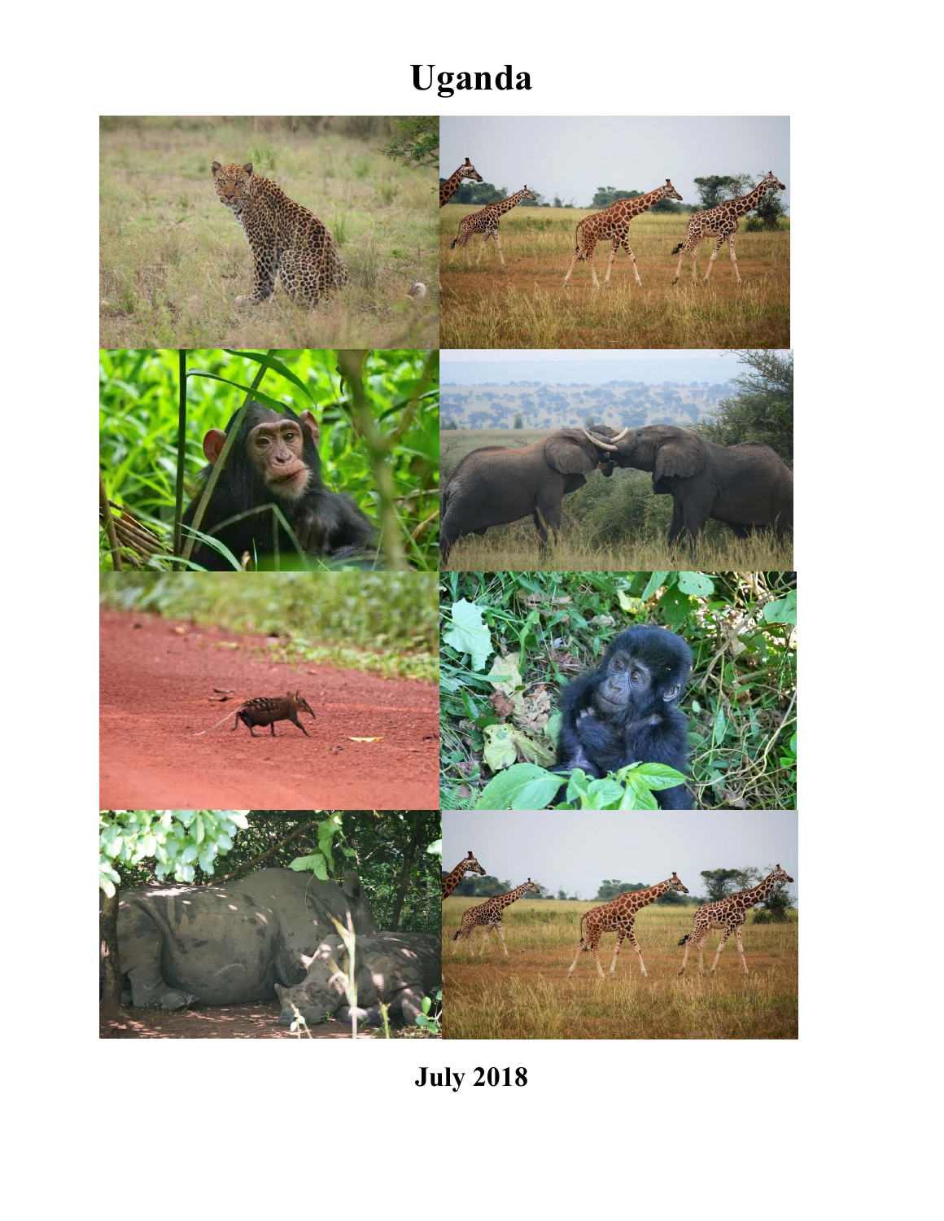# Uganda

**July 2018**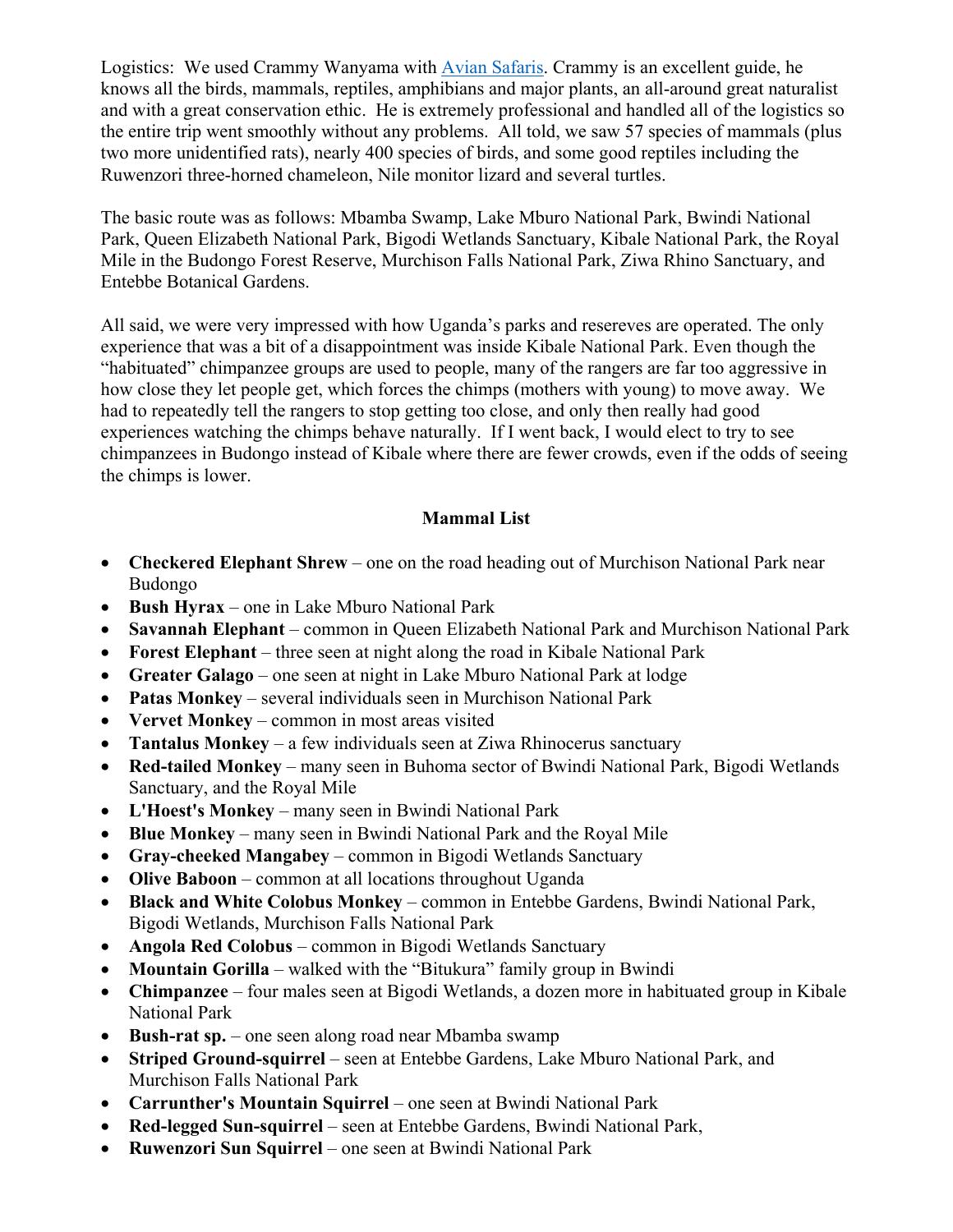Logistics: We used Crammy Wanyama with [Avian Safaris](). Crammy is an excellent guide, he knows all the birds, mammals, reptiles, amphibians and major plants, an all-around great naturalist and with a great conservation ethic. He is extremely professional and handled all of the logistics so the entire trip went smoothly without any problems. All told, we saw 57 species of mammals (plus two more unidentified rats), nearly 400 species of birds, and some good reptiles including the Ruwenzori three-horned chameleon, Nile monitor lizard and several turtles.

The basic route was as follows: Mbamba Swamp, Lake Mburo National Park, Bwindi National Park, Queen Elizabeth National Park, Bigodi Wetlands Sanctuary, Kibale National Park, the Royal Mile in the Budongo Forest Reserve, Murchison Falls National Park, Ziwa Rhino Sanctuary, and Entebbe Botanical Gardens.

All said, we were very impressed with how Uganda's parks and resereves are operated. The only experience that was a bit of a disappointment was inside Kibale National Park. Even though the "habituated" chimpanzee groups are used to people, many of the rangers are far too aggressive in how close they let people get, which forces the chimps (mothers with young) to move away. We had to repeatedly tell the rangers to stop getting too close, and only then really had good experiences watching the chimps behave naturally. If I went back, I would elect to try to see chimpanzees in Budongo instead of Kibale where there are fewer crowds, even if the odds of seeing the chimps is lower.

## Mammal List

- **Checkered Elephant Shrew** – one on the road heading out of Murchison National Park near Budongo
- **Bush Hyrax** – one in Lake Mburo National Park
- **Savannah Elephant** – common in Queen Elizabeth National Park and Murchison National Park
- **Forest Elephant** – three seen at night along the road in Kibale National Park
- **Greater Galago** – one seen at night in Lake Mburo National Park at lodge
- **Patas Monkey** – several individuals seen in Murchison National Park
- **Vervet Monkey** – common in most areas visited
- **Tantalus Monkey** – a few individuals seen at Ziwa Rhinocerus sanctuary
- **Red-tailed Monkey** – many seen in Buhoma sector of Bwindi National Park, Bigodi Wetlands Sanctuary, and the Royal Mile
- **L'Hoest's Monkey** – many seen in Bwindi National Park
- **Blue Monkey** – many seen in Bwindi National Park and the Royal Mile
- **Gray-cheeked Mangabey** – common in Bigodi Wetlands Sanctuary
- **Olive Baboon** – common at all locations throughout Uganda
- **Black and White Colobus Monkey** – common in Entebbe Gardens, Bwindi National Park, Bigodi Wetlands, Murchison Falls National Park
- **Angola Red Colobus** – common in Bigodi Wetlands Sanctuary
- **Mountain Gorilla** – walked with the "Bitukura" family group in Bwindi
- **Chimpanzee** – four males seen at Bigodi Wetlands, a dozen more in habituated group in Kibale National Park
- **Bush-rat sp.** – one seen along road near Mbamba swamp
- **Striped Ground-squirrel** – seen at Entebbe Gardens, Lake Mburo National Park, and Murchison Falls National Park
- **Carrunther's Mountain Squirrel** – one seen at Bwindi National Park
- **Red-legged Sun-squirrel** – seen at Entebbe Gardens, Bwindi National Park,
- **Ruwenzori Sun Squirrel** – one seen at Bwindi National Park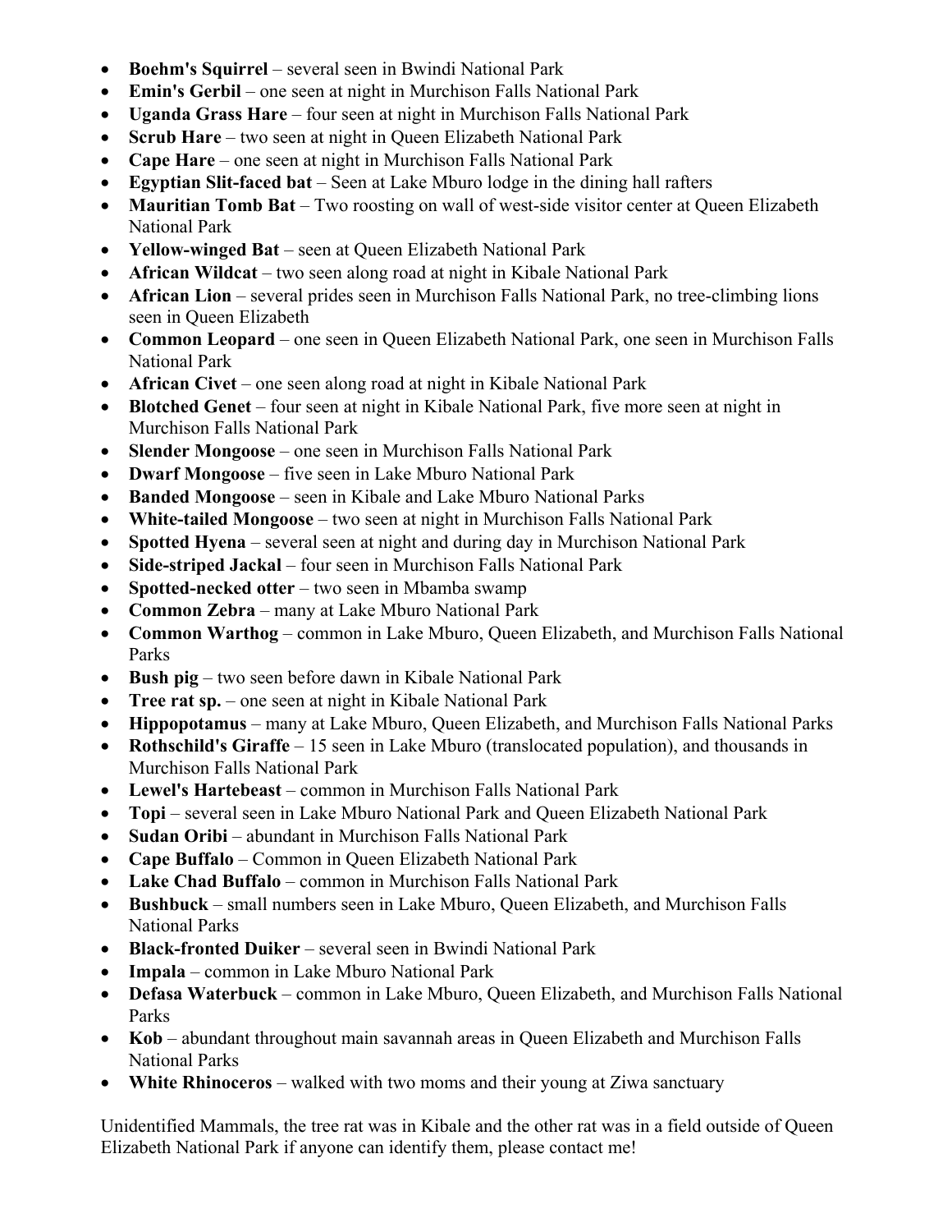- **Boehm's Squirrel** – several seen in Bwindi National Park
- **Emin's Gerbil** – one seen at night in Murchison Falls National Park
- **Uganda Grass Hare** – four seen at night in Murchison Falls National Park
- **Scrub Hare** – two seen at night in Queen Elizabeth National Park
- **Cape Hare** – one seen at night in Murchison Falls National Park
- **Egyptian Slit-faced bat** – Seen at Lake Mburo lodge in the dining hall rafters
- **Mauritian Tomb Bat** – Two roosting on wall of west-side visitor center at Queen Elizabeth National Park
- **Yellow-winged Bat** – seen at Queen Elizabeth National Park
- **African Wildcat** – two seen along road at night in Kibale National Park
- **African Lion** – several prides seen in Murchison Falls National Park, no tree-climbing lions seen in Queen Elizabeth
- **Common Leopard** – one seen in Queen Elizabeth National Park, one seen in Murchison Falls National Park
- **African Civet** – one seen along road at night in Kibale National Park
- **Blotched Genet** – four seen at night in Kibale National Park, five more seen at night in Murchison Falls National Park
- **Slender Mongoose** – one seen in Murchison Falls National Park
- **Dwarf Mongoose** – five seen in Lake Mburo National Park
- **Banded Mongoose** – seen in Kibale and Lake Mburo National Parks
- **White-tailed Mongoose** – two seen at night in Murchison Falls National Park
- **Spotted Hyena** – several seen at night and during day in Murchison National Park
- **Side-striped Jackal** – four seen in Murchison Falls National Park
- **Spotted-necked otter** – two seen in Mbamba swamp
- **Common Zebra** – many at Lake Mburo National Park
- **Common Warthog** – common in Lake Mburo, Queen Elizabeth, and Murchison Falls National Parks
- **Bush pig** – two seen before dawn in Kibale National Park
- **Tree rat sp.** – one seen at night in Kibale National Park
- **Hippopotamus** – many at Lake Mburo, Queen Elizabeth, and Murchison Falls National Parks
- **Rothschild's Giraffe** – 15 seen in Lake Mburo (translocated population), and thousands in Murchison Falls National Park
- **Lewel's Hartebeast** – common in Murchison Falls National Park
- **Topi** – several seen in Lake Mburo National Park and Queen Elizabeth National Park
- **Sudan Oribi** – abundant in Murchison Falls National Park
- **Cape Buffalo** – Common in Queen Elizabeth National Park
- **Lake Chad Buffalo** – common in Murchison Falls National Park
- **Bushbuck** – small numbers seen in Lake Mburo, Queen Elizabeth, and Murchison Falls National Parks
- **Black-fronted Duiker** – several seen in Bwindi National Park
- **Impala** – common in Lake Mburo National Park
- **Defasa Waterbuck** – common in Lake Mburo, Queen Elizabeth, and Murchison Falls National Parks
- **Kob** – abundant throughout main savannah areas in Queen Elizabeth and Murchison Falls National Parks
- **White Rhinoceros** – walked with two moms and their young at Ziwa sanctuary

Unidentified Mammals, the tree rat was in Kibale and the other rat was in a field outside of Queen Elizabeth National Park if anyone can identify them, please contact me!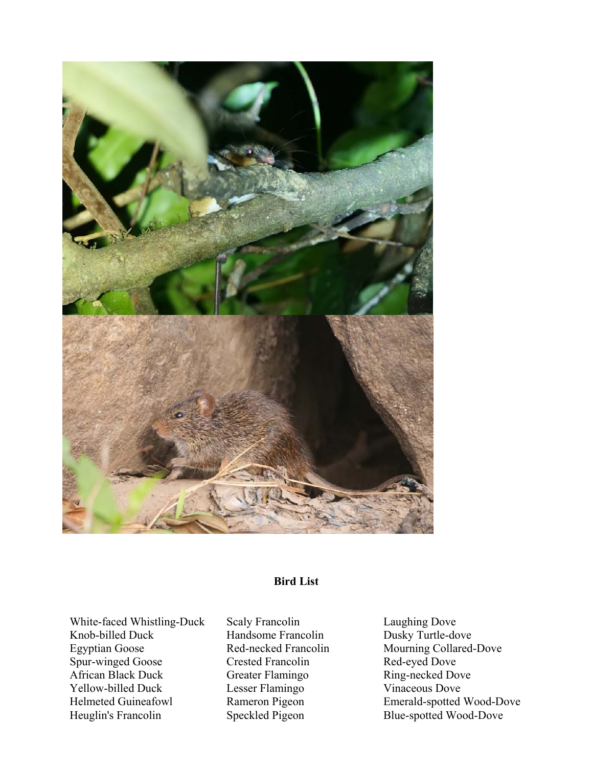## Bird List

White-faced Whistling-Duck
Knob-billed Duck
Egyptian Goose
Spur-winged Goose
African Black Duck
Yellow-billed Duck
Helmeted Guineafowl
Heuglin's Francolin
Scaly Francolin
Handsome Francolin
Red-necked Francolin
Crested Francolin
Greater Flamingo
Lesser Flamingo
Rameron Pigeon
Speckled Pigeon
Laughing Dove
Dusky Turtle-dove
Mourning Collared-Dove
Red-eyed Dove
Ring-necked Dove
Vinaceous Dove
Emerald-spotted Wood-Dove
Blue-spotted Wood-Dove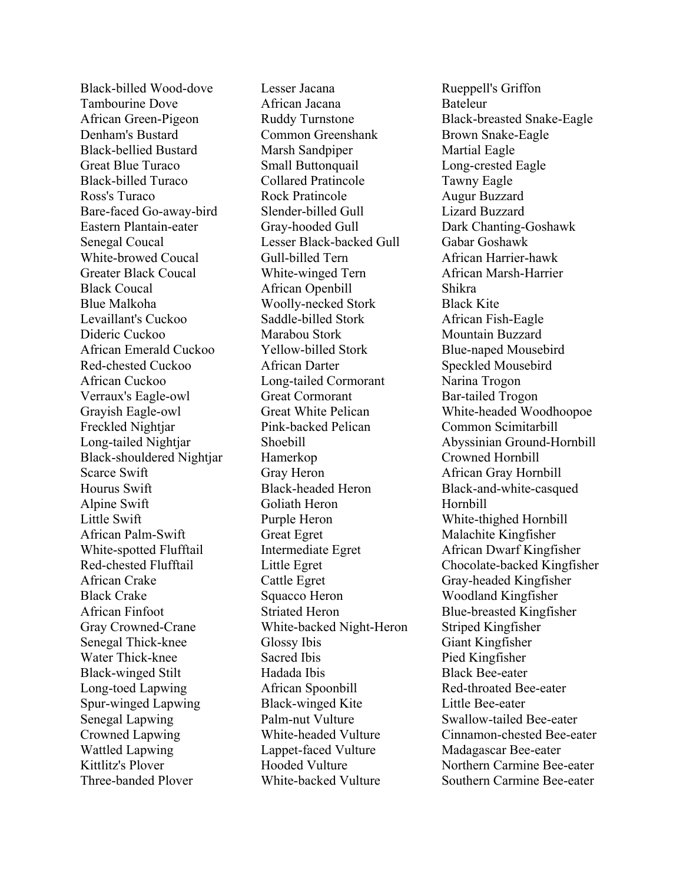Black-billed Wood-dove
Tambourine Dove
African Green-Pigeon
Denham's Bustard
Black-bellied Bustard
Great Blue Turaco
Black-billed Turaco
Ross's Turaco
Bare-faced Go-away-bird
Eastern Plantain-eater
Senegal Coucal
White-browed Coucal
Greater Black Coucal
Black Coucal
Blue Malkoha
Levaillant's Cuckoo
Dideric Cuckoo
African Emerald Cuckoo
Red-chested Cuckoo
African Cuckoo
Verraux's Eagle-owl
Grayish Eagle-owl
Freckled Nightjar
Long-tailed Nightjar
Black-shouldered Nightjar
Scarce Swift
Hourus Swift
Alpine Swift
Little Swift
African Palm-Swift
White-spotted Flufftail
Red-chested Flufftail
African Crake
Black Crake
African Finfoot
Gray Crowned-Crane
Senegal Thick-knee
Water Thick-knee
Black-winged Stilt
Long-toed Lapwing
Spur-winged Lapwing
Senegal Lapwing
Crowned Lapwing
Wattled Lapwing
Kittlitz's Plover
Three-banded Plover
Lesser Jacana
African Jacana
Ruddy Turnstone
Common Greenshank
Marsh Sandpiper
Small Buttonquail
Collared Pratincole
Rock Pratincole
Slender-billed Gull
Gray-hooded Gull
Lesser Black-backed Gull
Gull-billed Tern
White-winged Tern
African Openbill
Woolly-necked Stork
Saddle-billed Stork
Marabou Stork
Yellow-billed Stork
African Darter
Long-tailed Cormorant
Great Cormorant
Great White Pelican
Pink-backed Pelican
Shoebill
Hamerkop
Gray Heron
Black-headed Heron
Goliath Heron
Purple Heron
Great Egret
Intermediate Egret
Little Egret
Cattle Egret
Squacco Heron
Striated Heron
White-backed Night-Heron
Glossy Ibis
Sacred Ibis
Hadada Ibis
African Spoonbill
Black-winged Kite
Palm-nut Vulture
White-headed Vulture
Lappet-faced Vulture
Hooded Vulture
White-backed Vulture
Rueppell's Griffon
Bateleur
Black-breasted Snake-Eagle
Brown Snake-Eagle
Martial Eagle
Long-crested Eagle
Tawny Eagle
Augur Buzzard
Lizard Buzzard
Dark Chanting-Goshawk
Gabar Goshawk
African Harrier-hawk
African Marsh-Harrier
Shikra
Black Kite
African Fish-Eagle
Mountain Buzzard
Blue-naped Mousebird
Speckled Mousebird
Narina Trogon
Bar-tailed Trogon
White-headed Woodhoopoe
Common Scimitarbill
Abyssinian Ground-Hornbill
Crowned Hornbill
African Gray Hornbill
Black-and-white-casqued Hornbill
White-thighed Hornbill
Malachite Kingfisher
African Dwarf Kingfisher
Chocolate-backed Kingfisher
Gray-headed Kingfisher
Woodland Kingfisher
Blue-breasted Kingfisher
Striped Kingfisher
Giant Kingfisher
Pied Kingfisher
Black Bee-eater
Red-throated Bee-eater
Little Bee-eater
Swallow-tailed Bee-eater
Cinnamon-chested Bee-eater
Madagascar Bee-eater
Northern Carmine Bee-eater
Southern Carmine Bee-eater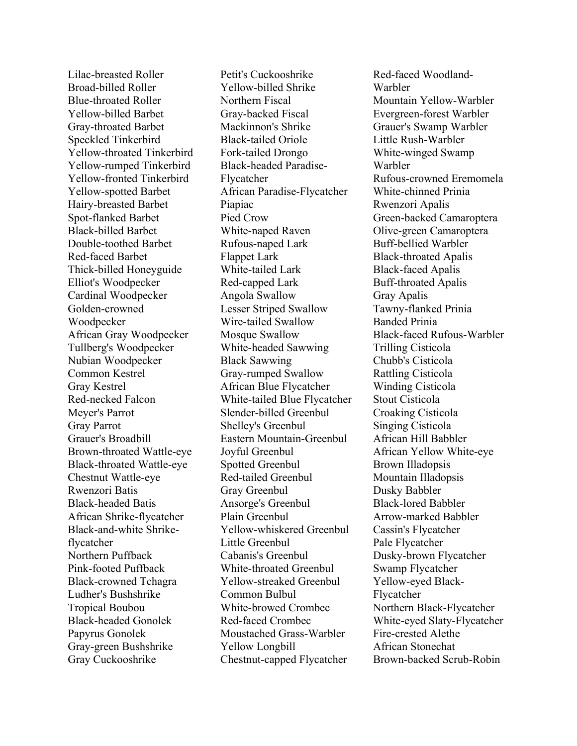Lilac-breasted Roller
Broad-billed Roller
Blue-throated Roller
Yellow-billed Barbet
Gray-throated Barbet
Speckled Tinkerbird
Yellow-throated Tinkerbird
Yellow-rumped Tinkerbird
Yellow-fronted Tinkerbird
Yellow-spotted Barbet
Hairy-breasted Barbet
Spot-flanked Barbet
Black-billed Barbet
Double-toothed Barbet
Red-faced Barbet
Thick-billed Honeyguide
Elliot's Woodpecker
Cardinal Woodpecker
Golden-crowned Woodpecker
African Gray Woodpecker
Tullberg's Woodpecker
Nubian Woodpecker
Common Kestrel
Gray Kestrel
Red-necked Falcon
Meyer's Parrot
Gray Parrot
Grauer's Broadbill
Brown-throated Wattle-eye
Black-throated Wattle-eye
Chestnut Wattle-eye
Rwenzori Batis
Black-headed Batis
African Shrike-flycatcher
Black-and-white Shrike-flycatcher
Northern Puffback
Pink-footed Puffback
Black-crowned Tchagra
Ludher's Bushshrike
Tropical Boubou
Black-headed Gonolek
Papyrus Gonolek
Gray-green Bushshrike
Gray Cuckooshrike
Petit's Cuckooshrike
Yellow-billed Shrike
Northern Fiscal
Gray-backed Fiscal
Mackinnon's Shrike
Black-tailed Oriole
Fork-tailed Drongo
Black-headed Paradise-Flycatcher
African Paradise-Flycatcher
Piapiac
Pied Crow
White-naped Raven
Rufous-naped Lark
Flappet Lark
White-tailed Lark
Red-capped Lark
Angola Swallow
Lesser Striped Swallow
Wire-tailed Swallow
Mosque Swallow
White-headed Sawwing
Black Sawwing
Gray-rumped Swallow
African Blue Flycatcher
White-tailed Blue Flycatcher
Slender-billed Greenbul
Shelley's Greenbul
Eastern Mountain-Greenbul
Joyful Greenbul
Spotted Greenbul
Red-tailed Greenbul
Gray Greenbul
Ansorge's Greenbul
Plain Greenbul
Yellow-whiskered Greenbul
Little Greenbul
Cabanis's Greenbul
White-throated Greenbul
Yellow-streaked Greenbul
Common Bulbul
White-browed Crombec
Red-faced Crombec
Moustached Grass-Warbler
Yellow Longbill
Chestnut-capped Flycatcher
Red-faced Woodland-Warbler
Mountain Yellow-Warbler
Evergreen-forest Warbler
Grauer's Swamp Warbler
Little Rush-Warbler
White-winged Swamp Warbler
Rufous-crowned Eremomela
White-chinned Prinia
Rwenzori Apalis
Green-backed Camaroptera
Olive-green Camaroptera
Buff-bellied Warbler
Black-throated Apalis
Black-faced Apalis
Buff-throated Apalis
Gray Apalis
Tawny-flanked Prinia
Banded Prinia
Black-faced Rufous-Warbler
Trilling Cisticola
Chubb's Cisticola
Rattling Cisticola
Winding Cisticola
Stout Cisticola
Croaking Cisticola
Singing Cisticola
African Hill Babbler
African Yellow White-eye
Brown Illadopsis
Mountain Illadopsis
Dusky Babbler
Black-lored Babbler
Arrow-marked Babbler
Cassin's Flycatcher
Pale Flycatcher
Dusky-brown Flycatcher
Swamp Flycatcher
Yellow-eyed Black-Flycatcher
Northern Black-Flycatcher
White-eyed Slaty-Flycatcher
Fire-crested Alethe
African Stonechat
Brown-backed Scrub-Robin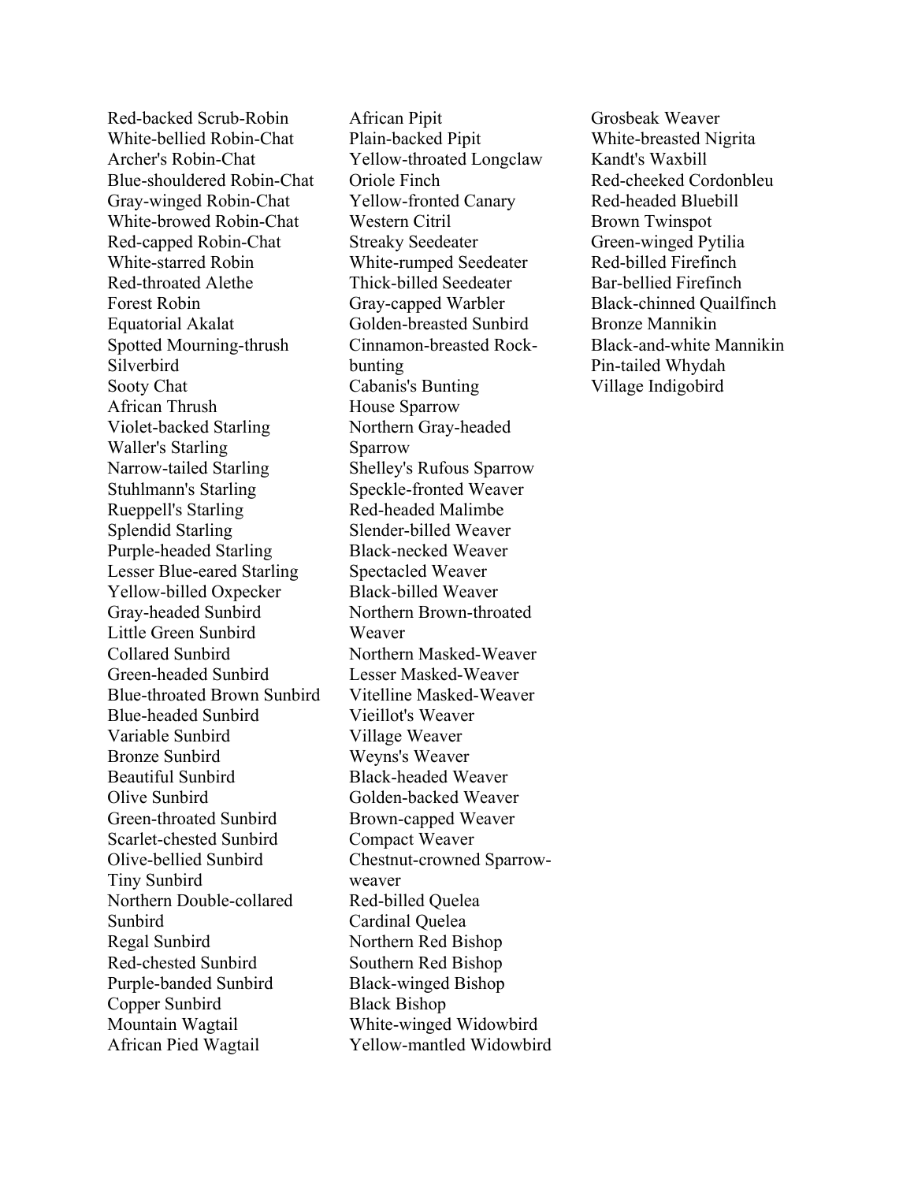Red-backed Scrub-Robin
White-bellied Robin-Chat
Archer's Robin-Chat
Blue-shouldered Robin-Chat
Gray-winged Robin-Chat
White-browed Robin-Chat
Red-capped Robin-Chat
White-starred Robin
Red-throated Alethe
Forest Robin
Equatorial Akalat
Spotted Mourning-thrush
Silverbird
Sooty Chat
African Thrush
Violet-backed Starling
Waller's Starling
Narrow-tailed Starling
Stuhlmann's Starling
Rueppell's Starling
Splendid Starling
Purple-headed Starling
Lesser Blue-eared Starling
Yellow-billed Oxpecker
Gray-headed Sunbird
Little Green Sunbird
Collared Sunbird
Green-headed Sunbird
Blue-throated Brown Sunbird
Blue-headed Sunbird
Variable Sunbird
Bronze Sunbird
Beautiful Sunbird
Olive Sunbird
Green-throated Sunbird
Scarlet-chested Sunbird
Olive-bellied Sunbird
Tiny Sunbird
Northern Double-collared Sunbird
Regal Sunbird
Red-chested Sunbird
Purple-banded Sunbird
Copper Sunbird
Mountain Wagtail
African Pied Wagtail
African Pipit
Plain-backed Pipit
Yellow-throated Longclaw
Oriole Finch
Yellow-fronted Canary
Western Citril
Streaky Seedeater
White-rumped Seedeater
Thick-billed Seedeater
Gray-capped Warbler
Golden-breasted Sunbird
Cinnamon-breasted Rock-bunting
Cabanis's Bunting
House Sparrow
Northern Gray-headed Sparrow
Shelley's Rufous Sparrow
Speckle-fronted Weaver
Red-headed Malimbe
Slender-billed Weaver
Black-necked Weaver
Spectacled Weaver
Black-billed Weaver
Northern Brown-throated Weaver
Northern Masked-Weaver
Lesser Masked-Weaver
Vitelline Masked-Weaver
Vieillot's Weaver
Village Weaver
Weyns's Weaver
Black-headed Weaver
Golden-backed Weaver
Brown-capped Weaver
Compact Weaver
Chestnut-crowned Sparrow-weaver
Red-billed Quelea
Cardinal Quelea
Northern Red Bishop
Southern Red Bishop
Black-winged Bishop
Black Bishop
White-winged Widowbird
Yellow-mantled Widowbird
Grosbeak Weaver
White-breasted Nigrita
Kandt's Waxbill
Red-cheeked Cordonbleu
Red-headed Bluebill
Brown Twinspot
Green-winged Pytilia
Red-billed Firefinch
Bar-bellied Firefinch
Black-chinned Quailfinch
Bronze Mannikin
Black-and-white Mannikin
Pin-tailed Whydah
Village Indigobird